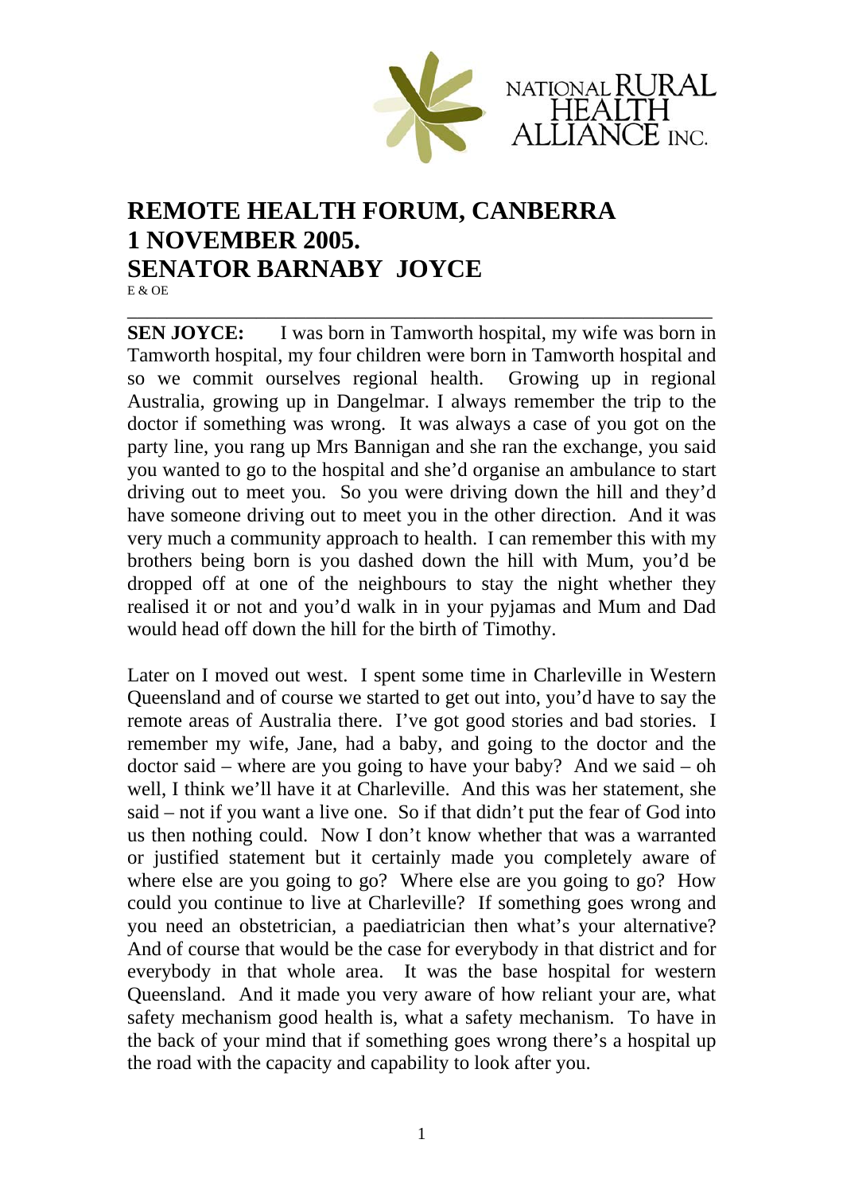NATIONAL RURAL HEALTH ALLIANCE INC.

# REMOTE HEALTH FORUM, CANBERRA
# 1 NOVEMBER 2005.
# SENATOR BARNABY JOYCE

E & OE

---

**SEN JOYCE:** I was born in Tamworth hospital, my wife was born in Tamworth hospital, my four children were born in Tamworth hospital and so we commit ourselves regional health. Growing up in regional Australia, growing up in Dangelmar. I always remember the trip to the doctor if something was wrong. It was always a case of you got on the party line, you rang up Mrs Bannigan and she ran the exchange, you said you wanted to go to the hospital and she'd organise an ambulance to start driving out to meet you. So you were driving down the hill and they'd have someone driving out to meet you in the other direction. And it was very much a community approach to health. I can remember this with my brothers being born is you dashed down the hill with Mum, you'd be dropped off at one of the neighbours to stay the night whether they realised it or not and you'd walk in in your pyjamas and Mum and Dad would head off down the hill for the birth of Timothy.

Later on I moved out west. I spent some time in Charleville in Western Queensland and of course we started to get out into, you'd have to say the remote areas of Australia there. I've got good stories and bad stories. I remember my wife, Jane, had a baby, and going to the doctor and the doctor said – where are you going to have your baby? And we said – oh well, I think we'll have it at Charleville. And this was her statement, she said – not if you want a live one. So if that didn't put the fear of God into us then nothing could. Now I don't know whether that was a warranted or justified statement but it certainly made you completely aware of where else are you going to go? Where else are you going to go? How could you continue to live at Charleville? If something goes wrong and you need an obstetrician, a paediatrician then what's your alternative? And of course that would be the case for everybody in that district and for everybody in that whole area. It was the base hospital for western Queensland. And it made you very aware of how reliant your are, what safety mechanism good health is, what a safety mechanism. To have in the back of your mind that if something goes wrong there's a hospital up the road with the capacity and capability to look after you.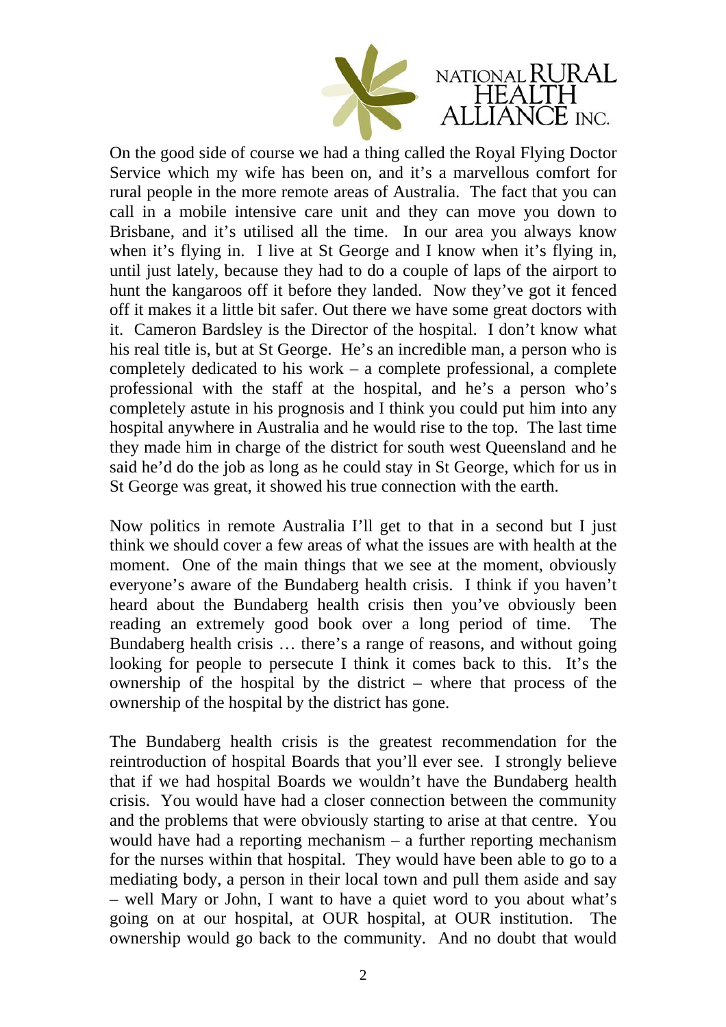On the good side of course we had a thing called the Royal Flying Doctor Service which my wife has been on, and it's a marvellous comfort for rural people in the more remote areas of Australia. The fact that you can call in a mobile intensive care unit and they can move you down to Brisbane, and it's utilised all the time. In our area you always know when it's flying in. I live at St George and I know when it's flying in, until just lately, because they had to do a couple of laps of the airport to hunt the kangaroos off it before they landed. Now they've got it fenced off it makes it a little bit safer. Out there we have some great doctors with it. Cameron Bardsley is the Director of the hospital. I don't know what his real title is, but at St George. He's an incredible man, a person who is completely dedicated to his work – a complete professional, a complete professional with the staff at the hospital, and he's a person who's completely astute in his prognosis and I think you could put him into any hospital anywhere in Australia and he would rise to the top. The last time they made him in charge of the district for south west Queensland and he said he'd do the job as long as he could stay in St George, which for us in St George was great, it showed his true connection with the earth.

Now politics in remote Australia I'll get to that in a second but I just think we should cover a few areas of what the issues are with health at the moment. One of the main things that we see at the moment, obviously everyone's aware of the Bundaberg health crisis. I think if you haven't heard about the Bundaberg health crisis then you've obviously been reading an extremely good book over a long period of time. The Bundaberg health crisis … there's a range of reasons, and without going looking for people to persecute I think it comes back to this. It's the ownership of the hospital by the district – where that process of the ownership of the hospital by the district has gone.

The Bundaberg health crisis is the greatest recommendation for the reintroduction of hospital Boards that you'll ever see. I strongly believe that if we had hospital Boards we wouldn't have the Bundaberg health crisis. You would have had a closer connection between the community and the problems that were obviously starting to arise at that centre. You would have had a reporting mechanism – a further reporting mechanism for the nurses within that hospital. They would have been able to go to a mediating body, a person in their local town and pull them aside and say – well Mary or John, I want to have a quiet word to you about what's going on at our hospital, at OUR hospital, at OUR institution. The ownership would go back to the community. And no doubt that would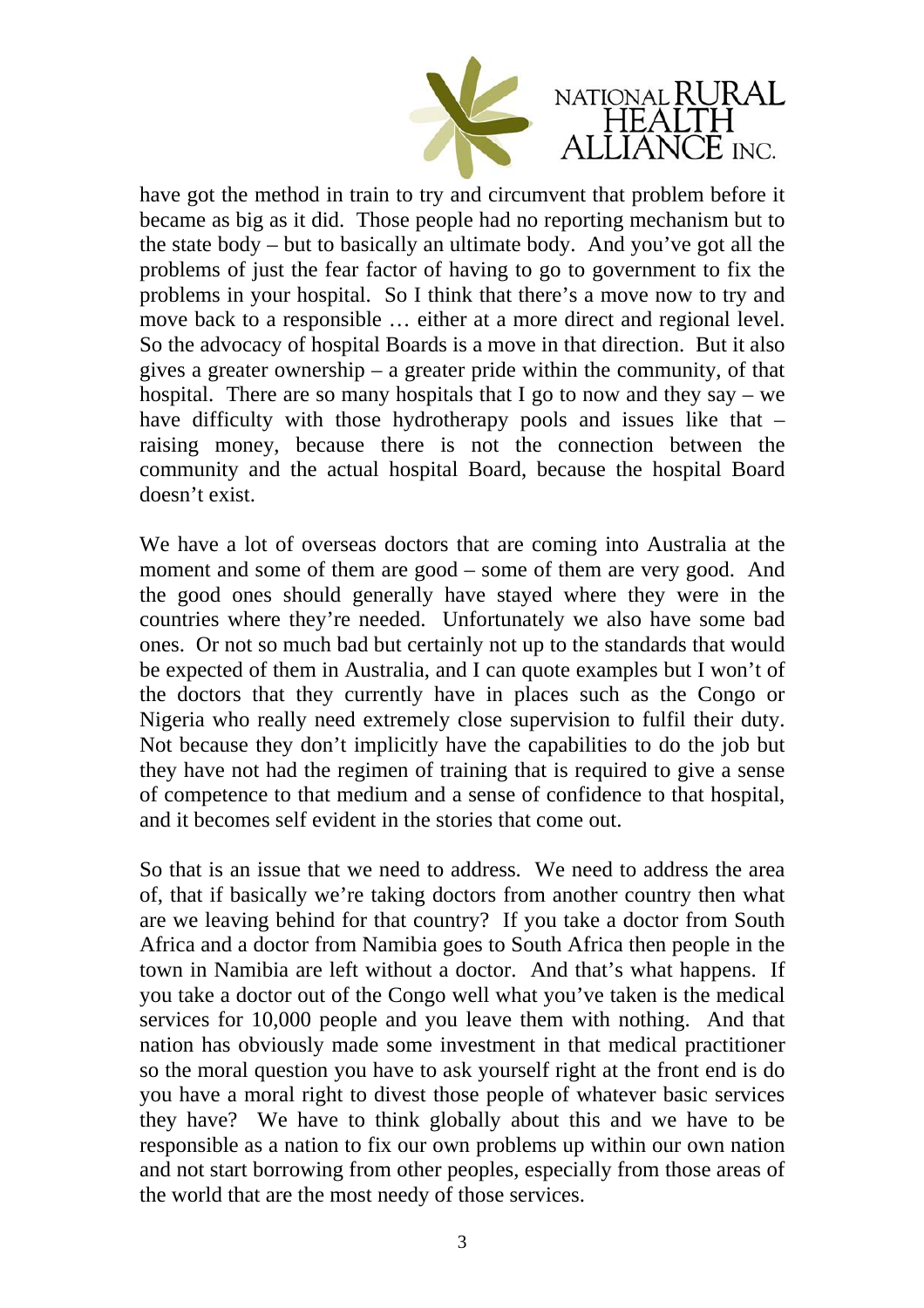have got the method in train to try and circumvent that problem before it became as big as it did. Those people had no reporting mechanism but to the state body – but to basically an ultimate body. And you've got all the problems of just the fear factor of having to go to government to fix the problems in your hospital. So I think that there's a move now to try and move back to a responsible … either at a more direct and regional level. So the advocacy of hospital Boards is a move in that direction. But it also gives a greater ownership – a greater pride within the community, of that hospital. There are so many hospitals that I go to now and they say – we have difficulty with those hydrotherapy pools and issues like that – raising money, because there is not the connection between the community and the actual hospital Board, because the hospital Board doesn't exist.

We have a lot of overseas doctors that are coming into Australia at the moment and some of them are good – some of them are very good. And the good ones should generally have stayed where they were in the countries where they're needed. Unfortunately we also have some bad ones. Or not so much bad but certainly not up to the standards that would be expected of them in Australia, and I can quote examples but I won't of the doctors that they currently have in places such as the Congo or Nigeria who really need extremely close supervision to fulfil their duty. Not because they don't implicitly have the capabilities to do the job but they have not had the regimen of training that is required to give a sense of competence to that medium and a sense of confidence to that hospital, and it becomes self evident in the stories that come out.

So that is an issue that we need to address. We need to address the area of, that if basically we're taking doctors from another country then what are we leaving behind for that country? If you take a doctor from South Africa and a doctor from Namibia goes to South Africa then people in the town in Namibia are left without a doctor. And that's what happens. If you take a doctor out of the Congo well what you've taken is the medical services for 10,000 people and you leave them with nothing. And that nation has obviously made some investment in that medical practitioner so the moral question you have to ask yourself right at the front end is do you have a moral right to divest those people of whatever basic services they have? We have to think globally about this and we have to be responsible as a nation to fix our own problems up within our own nation and not start borrowing from other peoples, especially from those areas of the world that are the most needy of those services.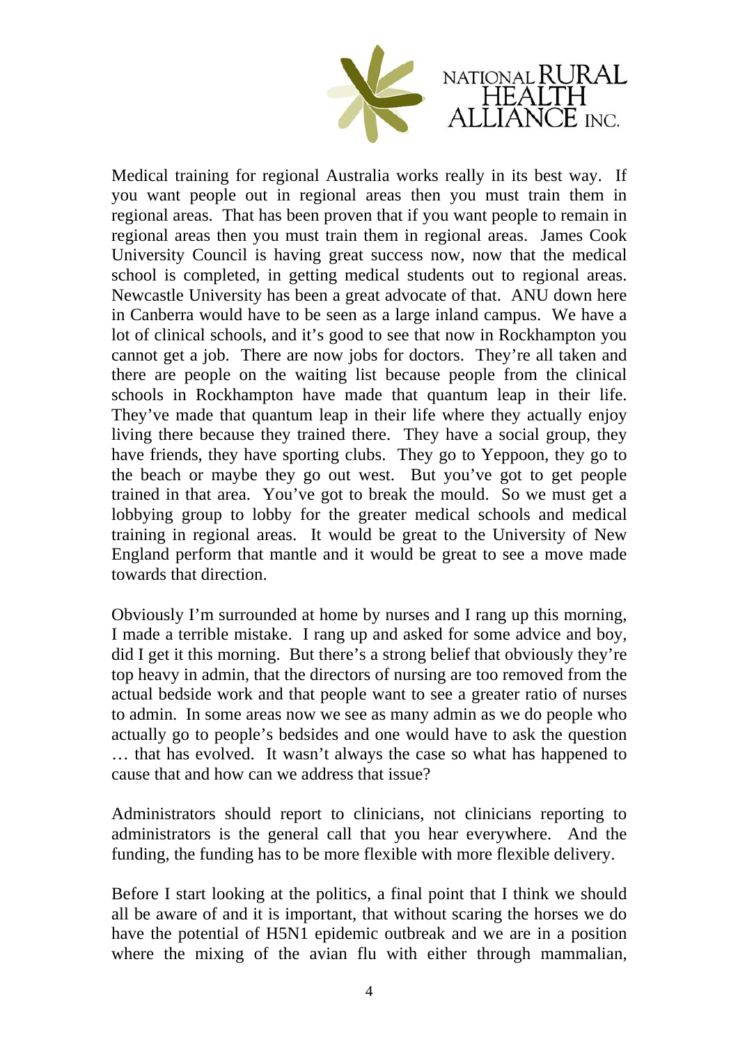Medical training for regional Australia works really in its best way. If you want people out in regional areas then you must train them in regional areas. That has been proven that if you want people to remain in regional areas then you must train them in regional areas. James Cook University Council is having great success now, now that the medical school is completed, in getting medical students out to regional areas. Newcastle University has been a great advocate of that. ANU down here in Canberra would have to be seen as a large inland campus. We have a lot of clinical schools, and it's good to see that now in Rockhampton you cannot get a job. There are now jobs for doctors. They're all taken and there are people on the waiting list because people from the clinical schools in Rockhampton have made that quantum leap in their life. They've made that quantum leap in their life where they actually enjoy living there because they trained there. They have a social group, they have friends, they have sporting clubs. They go to Yeppoon, they go to the beach or maybe they go out west. But you've got to get people trained in that area. You've got to break the mould. So we must get a lobbying group to lobby for the greater medical schools and medical training in regional areas. It would be great to the University of New England perform that mantle and it would be great to see a move made towards that direction.

Obviously I'm surrounded at home by nurses and I rang up this morning, I made a terrible mistake. I rang up and asked for some advice and boy, did I get it this morning. But there's a strong belief that obviously they're top heavy in admin, that the directors of nursing are too removed from the actual bedside work and that people want to see a greater ratio of nurses to admin. In some areas now we see as many admin as we do people who actually go to people's bedsides and one would have to ask the question … that has evolved. It wasn't always the case so what has happened to cause that and how can we address that issue?

Administrators should report to clinicians, not clinicians reporting to administrators is the general call that you hear everywhere. And the funding, the funding has to be more flexible with more flexible delivery.

Before I start looking at the politics, a final point that I think we should all be aware of and it is important, that without scaring the horses we do have the potential of H5N1 epidemic outbreak and we are in a position where the mixing of the avian flu with either through mammalian,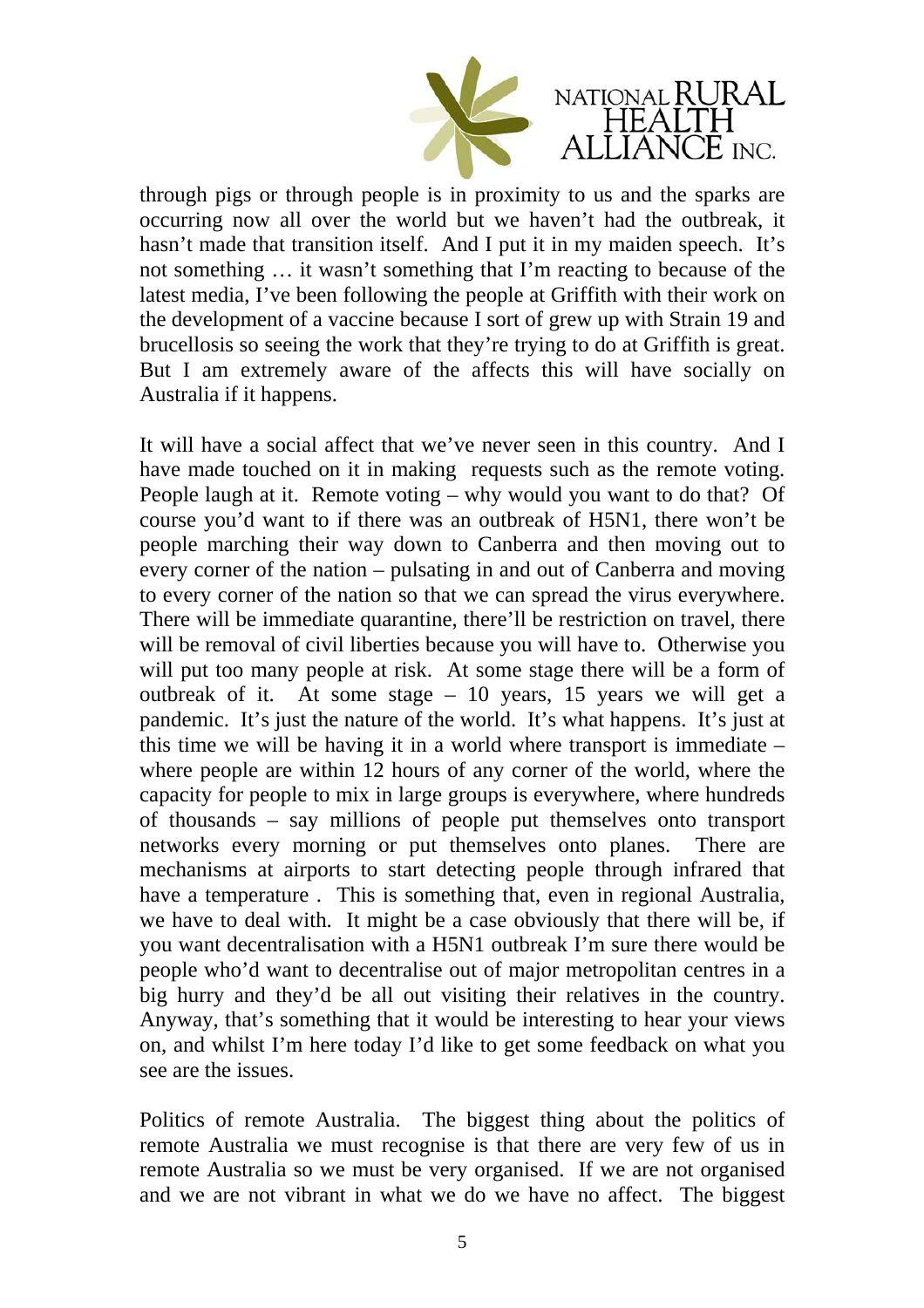through pigs or through people is in proximity to us and the sparks are occurring now all over the world but we haven't had the outbreak, it hasn't made that transition itself. And I put it in my maiden speech. It's not something … it wasn't something that I'm reacting to because of the latest media, I've been following the people at Griffith with their work on the development of a vaccine because I sort of grew up with Strain 19 and brucellosis so seeing the work that they're trying to do at Griffith is great. But I am extremely aware of the affects this will have socially on Australia if it happens.

It will have a social affect that we've never seen in this country. And I have made touched on it in making requests such as the remote voting. People laugh at it. Remote voting – why would you want to do that? Of course you'd want to if there was an outbreak of H5N1, there won't be people marching their way down to Canberra and then moving out to every corner of the nation – pulsating in and out of Canberra and moving to every corner of the nation so that we can spread the virus everywhere. There will be immediate quarantine, there'll be restriction on travel, there will be removal of civil liberties because you will have to. Otherwise you will put too many people at risk. At some stage there will be a form of outbreak of it. At some stage – 10 years, 15 years we will get a pandemic. It's just the nature of the world. It's what happens. It's just at this time we will be having it in a world where transport is immediate – where people are within 12 hours of any corner of the world, where the capacity for people to mix in large groups is everywhere, where hundreds of thousands – say millions of people put themselves onto transport networks every morning or put themselves onto planes. There are mechanisms at airports to start detecting people through infrared that have a temperature . This is something that, even in regional Australia, we have to deal with. It might be a case obviously that there will be, if you want decentralisation with a H5N1 outbreak I'm sure there would be people who'd want to decentralise out of major metropolitan centres in a big hurry and they'd be all out visiting their relatives in the country. Anyway, that's something that it would be interesting to hear your views on, and whilst I'm here today I'd like to get some feedback on what you see are the issues.

Politics of remote Australia. The biggest thing about the politics of remote Australia we must recognise is that there are very few of us in remote Australia so we must be very organised. If we are not organised and we are not vibrant in what we do we have no affect. The biggest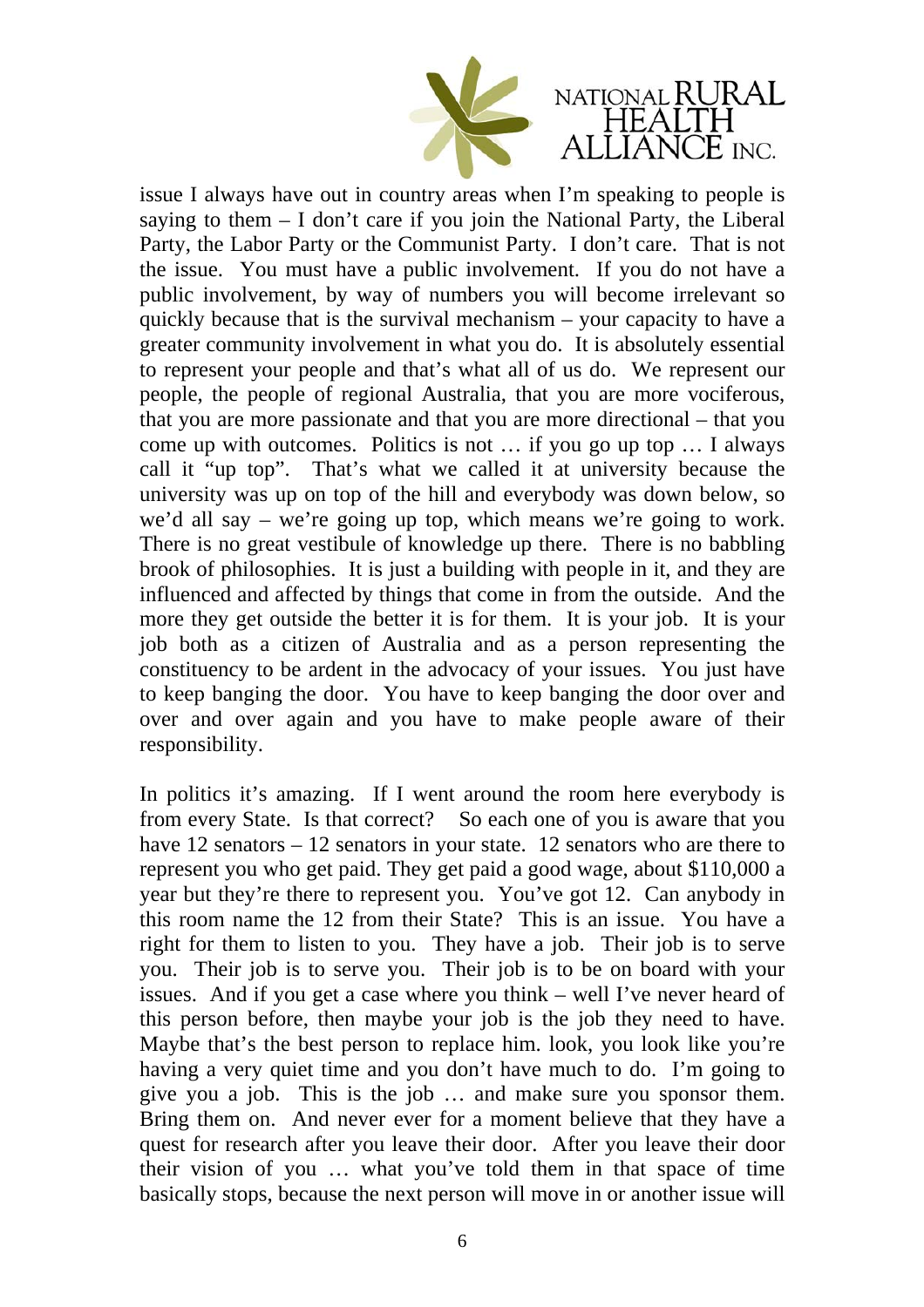issue I always have out in country areas when I'm speaking to people is saying to them – I don't care if you join the National Party, the Liberal Party, the Labor Party or the Communist Party. I don't care. That is not the issue. You must have a public involvement. If you do not have a public involvement, by way of numbers you will become irrelevant so quickly because that is the survival mechanism – your capacity to have a greater community involvement in what you do. It is absolutely essential to represent your people and that's what all of us do. We represent our people, the people of regional Australia, that you are more vociferous, that you are more passionate and that you are more directional – that you come up with outcomes. Politics is not … if you go up top … I always call it "up top". That's what we called it at university because the university was up on top of the hill and everybody was down below, so we'd all say – we're going up top, which means we're going to work. There is no great vestibule of knowledge up there. There is no babbling brook of philosophies. It is just a building with people in it, and they are influenced and affected by things that come in from the outside. And the more they get outside the better it is for them. It is your job. It is your job both as a citizen of Australia and as a person representing the constituency to be ardent in the advocacy of your issues. You just have to keep banging the door. You have to keep banging the door over and over and over again and you have to make people aware of their responsibility.

In politics it's amazing. If I went around the room here everybody is from every State. Is that correct? So each one of you is aware that you have 12 senators – 12 senators in your state. 12 senators who are there to represent you who get paid. They get paid a good wage, about $110,000 a year but they're there to represent you. You've got 12. Can anybody in this room name the 12 from their State? This is an issue. You have a right for them to listen to you. They have a job. Their job is to serve you. Their job is to serve you. Their job is to be on board with your issues. And if you get a case where you think – well I've never heard of this person before, then maybe your job is the job they need to have. Maybe that's the best person to replace him. look, you look like you're having a very quiet time and you don't have much to do. I'm going to give you a job. This is the job … and make sure you sponsor them. Bring them on. And never ever for a moment believe that they have a quest for research after you leave their door. After you leave their door their vision of you … what you've told them in that space of time basically stops, because the next person will move in or another issue will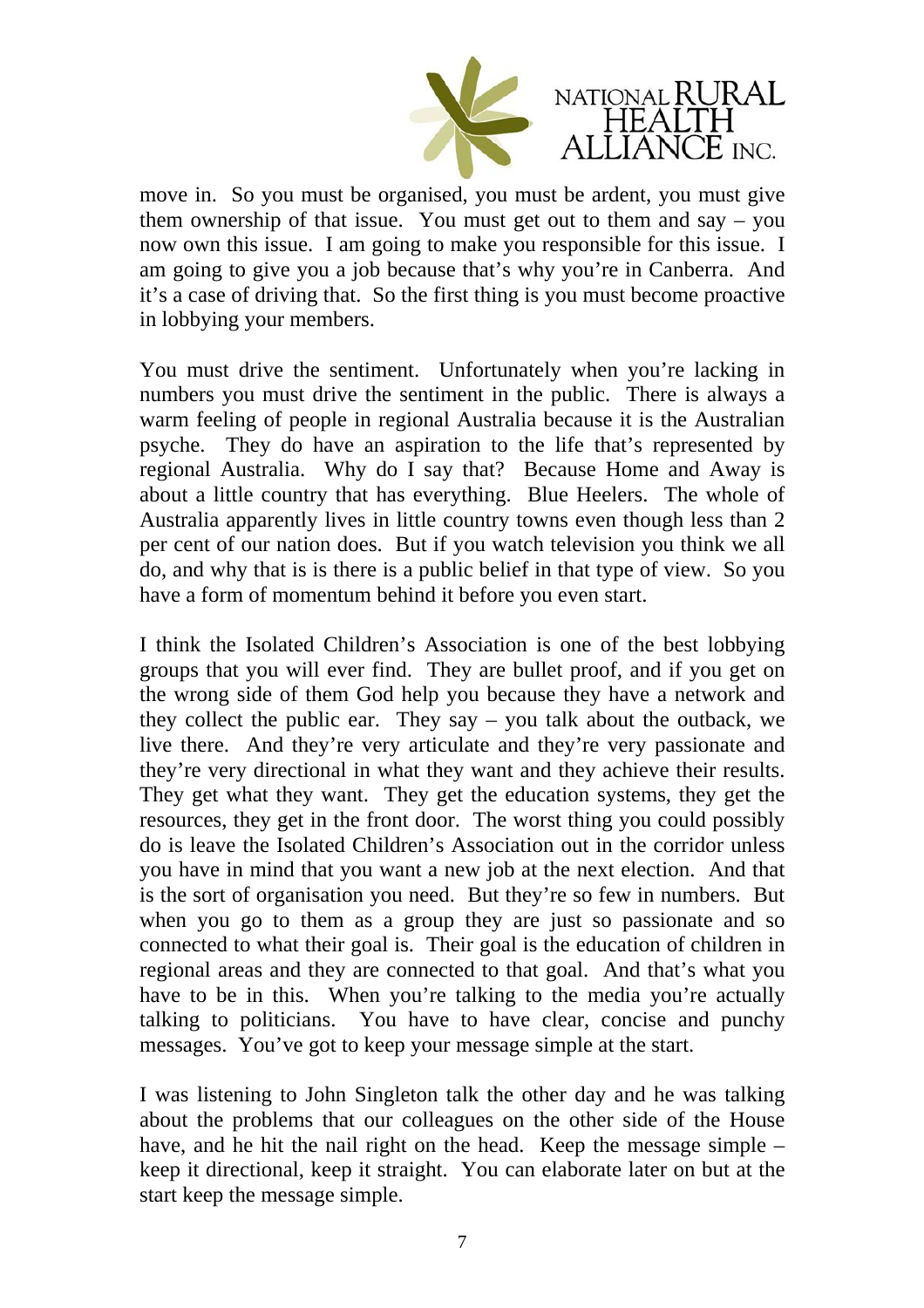move in. So you must be organised, you must be ardent, you must give them ownership of that issue. You must get out to them and say – you now own this issue. I am going to make you responsible for this issue. I am going to give you a job because that's why you're in Canberra. And it's a case of driving that. So the first thing is you must become proactive in lobbying your members.

You must drive the sentiment. Unfortunately when you're lacking in numbers you must drive the sentiment in the public. There is always a warm feeling of people in regional Australia because it is the Australian psyche. They do have an aspiration to the life that's represented by regional Australia. Why do I say that? Because Home and Away is about a little country that has everything. Blue Heelers. The whole of Australia apparently lives in little country towns even though less than 2 per cent of our nation does. But if you watch television you think we all do, and why that is is there is a public belief in that type of view. So you have a form of momentum behind it before you even start.

I think the Isolated Children's Association is one of the best lobbying groups that you will ever find. They are bullet proof, and if you get on the wrong side of them God help you because they have a network and they collect the public ear. They say – you talk about the outback, we live there. And they're very articulate and they're very passionate and they're very directional in what they want and they achieve their results. They get what they want. They get the education systems, they get the resources, they get in the front door. The worst thing you could possibly do is leave the Isolated Children's Association out in the corridor unless you have in mind that you want a new job at the next election. And that is the sort of organisation you need. But they're so few in numbers. But when you go to them as a group they are just so passionate and so connected to what their goal is. Their goal is the education of children in regional areas and they are connected to that goal. And that's what you have to be in this. When you're talking to the media you're actually talking to politicians. You have to have clear, concise and punchy messages. You've got to keep your message simple at the start.

I was listening to John Singleton talk the other day and he was talking about the problems that our colleagues on the other side of the House have, and he hit the nail right on the head. Keep the message simple – keep it directional, keep it straight. You can elaborate later on but at the start keep the message simple.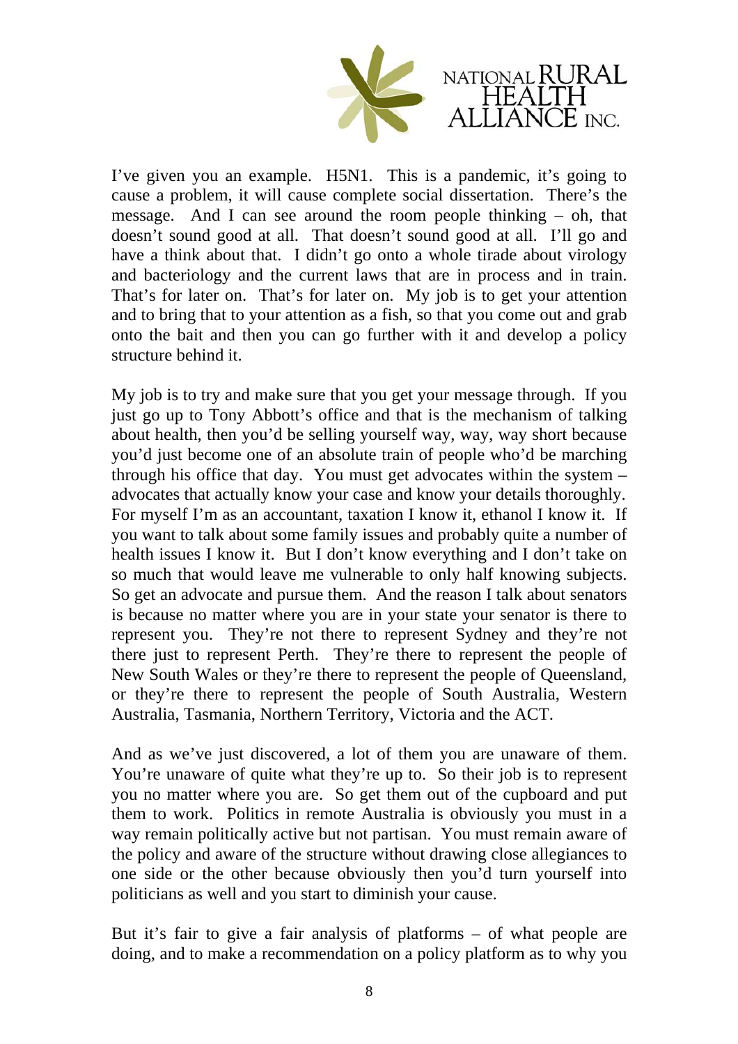I've given you an example. H5N1. This is a pandemic, it's going to cause a problem, it will cause complete social dissertation. There's the message. And I can see around the room people thinking – oh, that doesn't sound good at all. That doesn't sound good at all. I'll go and have a think about that. I didn't go onto a whole tirade about virology and bacteriology and the current laws that are in process and in train. That's for later on. That's for later on. My job is to get your attention and to bring that to your attention as a fish, so that you come out and grab onto the bait and then you can go further with it and develop a policy structure behind it.

My job is to try and make sure that you get your message through. If you just go up to Tony Abbott's office and that is the mechanism of talking about health, then you'd be selling yourself way, way, way short because you'd just become one of an absolute train of people who'd be marching through his office that day. You must get advocates within the system – advocates that actually know your case and know your details thoroughly. For myself I'm as an accountant, taxation I know it, ethanol I know it. If you want to talk about some family issues and probably quite a number of health issues I know it. But I don't know everything and I don't take on so much that would leave me vulnerable to only half knowing subjects. So get an advocate and pursue them. And the reason I talk about senators is because no matter where you are in your state your senator is there to represent you. They're not there to represent Sydney and they're not there just to represent Perth. They're there to represent the people of New South Wales or they're there to represent the people of Queensland, or they're there to represent the people of South Australia, Western Australia, Tasmania, Northern Territory, Victoria and the ACT.

And as we've just discovered, a lot of them you are unaware of them. You're unaware of quite what they're up to. So their job is to represent you no matter where you are. So get them out of the cupboard and put them to work. Politics in remote Australia is obviously you must in a way remain politically active but not partisan. You must remain aware of the policy and aware of the structure without drawing close allegiances to one side or the other because obviously then you'd turn yourself into politicians as well and you start to diminish your cause.

But it's fair to give a fair analysis of platforms – of what people are doing, and to make a recommendation on a policy platform as to why you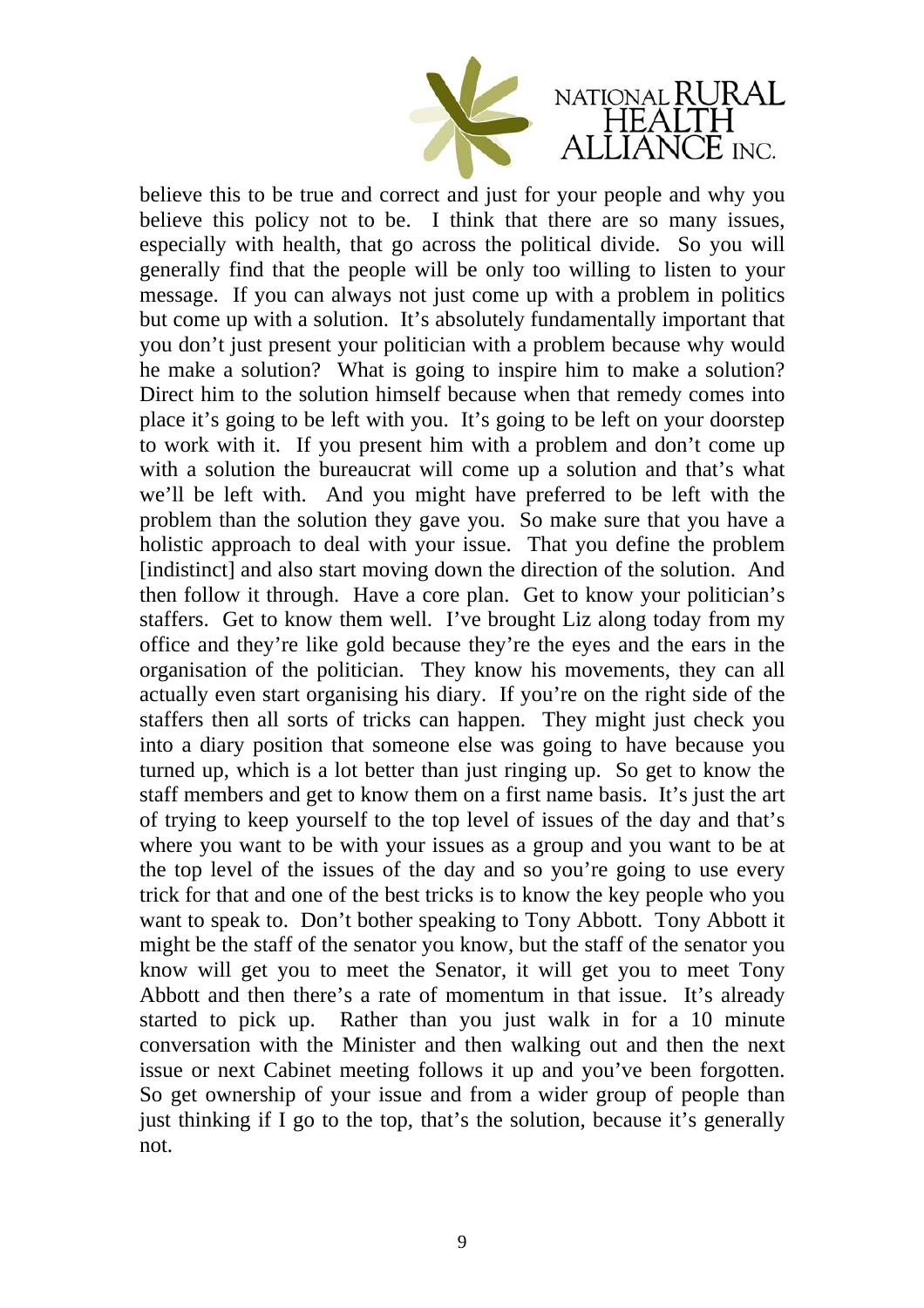believe this to be true and correct and just for your people and why you believe this policy not to be. I think that there are so many issues, especially with health, that go across the political divide. So you will generally find that the people will be only too willing to listen to your message. If you can always not just come up with a problem in politics but come up with a solution. It's absolutely fundamentally important that you don't just present your politician with a problem because why would he make a solution? What is going to inspire him to make a solution? Direct him to the solution himself because when that remedy comes into place it's going to be left with you. It's going to be left on your doorstep to work with it. If you present him with a problem and don't come up with a solution the bureaucrat will come up a solution and that's what we'll be left with. And you might have preferred to be left with the problem than the solution they gave you. So make sure that you have a holistic approach to deal with your issue. That you define the problem [indistinct] and also start moving down the direction of the solution. And then follow it through. Have a core plan. Get to know your politician's staffers. Get to know them well. I've brought Liz along today from my office and they're like gold because they're the eyes and the ears in the organisation of the politician. They know his movements, they can all actually even start organising his diary. If you're on the right side of the staffers then all sorts of tricks can happen. They might just check you into a diary position that someone else was going to have because you turned up, which is a lot better than just ringing up. So get to know the staff members and get to know them on a first name basis. It's just the art of trying to keep yourself to the top level of issues of the day and that's where you want to be with your issues as a group and you want to be at the top level of the issues of the day and so you're going to use every trick for that and one of the best tricks is to know the key people who you want to speak to. Don't bother speaking to Tony Abbott. Tony Abbott it might be the staff of the senator you know, but the staff of the senator you know will get you to meet the Senator, it will get you to meet Tony Abbott and then there's a rate of momentum in that issue. It's already started to pick up. Rather than you just walk in for a 10 minute conversation with the Minister and then walking out and then the next issue or next Cabinet meeting follows it up and you've been forgotten. So get ownership of your issue and from a wider group of people than just thinking if I go to the top, that's the solution, because it's generally not.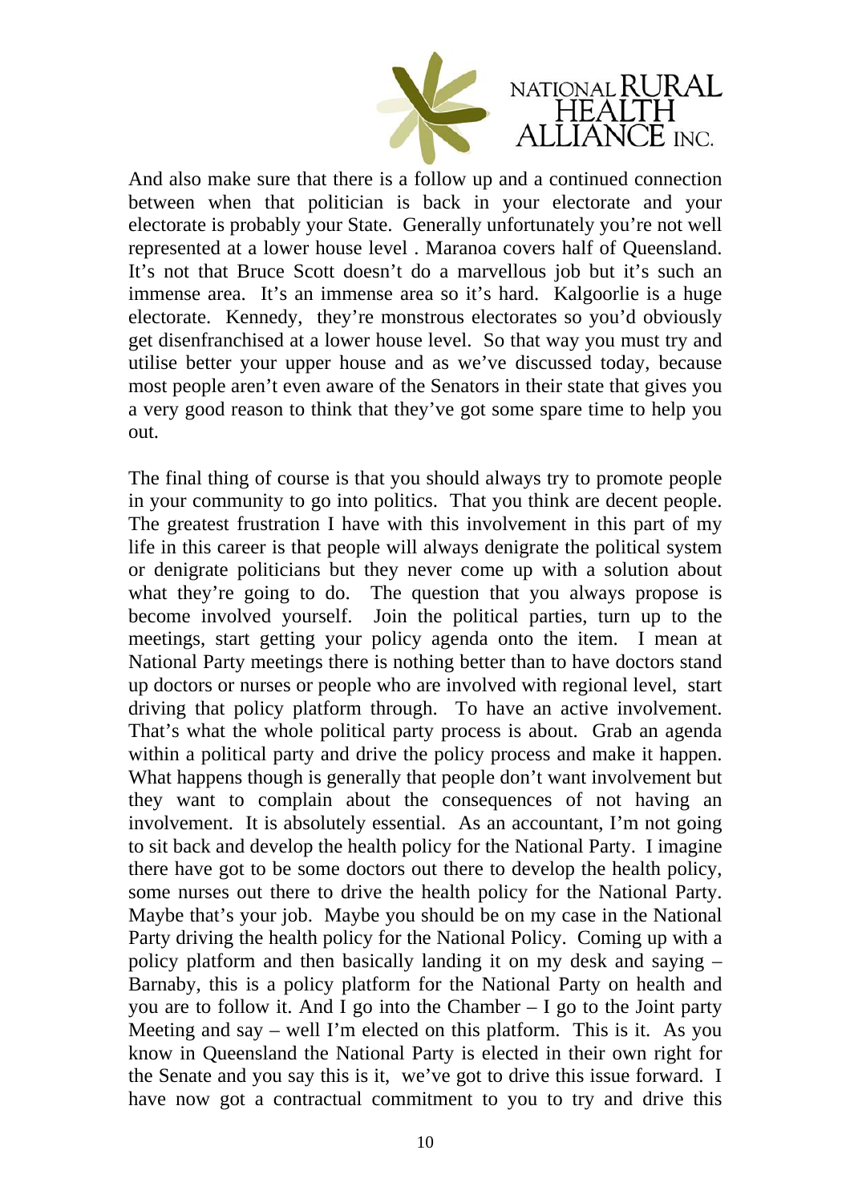And also make sure that there is a follow up and a continued connection between when that politician is back in your electorate and your electorate is probably your State. Generally unfortunately you're not well represented at a lower house level . Maranoa covers half of Queensland. It's not that Bruce Scott doesn't do a marvellous job but it's such an immense area. It's an immense area so it's hard. Kalgoorlie is a huge electorate. Kennedy, they're monstrous electorates so you'd obviously get disenfranchised at a lower house level. So that way you must try and utilise better your upper house and as we've discussed today, because most people aren't even aware of the Senators in their state that gives you a very good reason to think that they've got some spare time to help you out.

The final thing of course is that you should always try to promote people in your community to go into politics. That you think are decent people. The greatest frustration I have with this involvement in this part of my life in this career is that people will always denigrate the political system or denigrate politicians but they never come up with a solution about what they're going to do. The question that you always propose is become involved yourself. Join the political parties, turn up to the meetings, start getting your policy agenda onto the item. I mean at National Party meetings there is nothing better than to have doctors stand up doctors or nurses or people who are involved with regional level, start driving that policy platform through. To have an active involvement. That's what the whole political party process is about. Grab an agenda within a political party and drive the policy process and make it happen. What happens though is generally that people don't want involvement but they want to complain about the consequences of not having an involvement. It is absolutely essential. As an accountant, I'm not going to sit back and develop the health policy for the National Party. I imagine there have got to be some doctors out there to develop the health policy, some nurses out there to drive the health policy for the National Party. Maybe that's your job. Maybe you should be on my case in the National Party driving the health policy for the National Policy. Coming up with a policy platform and then basically landing it on my desk and saying – Barnaby, this is a policy platform for the National Party on health and you are to follow it. And I go into the Chamber – I go to the Joint party Meeting and say – well I'm elected on this platform. This is it. As you know in Queensland the National Party is elected in their own right for the Senate and you say this is it, we've got to drive this issue forward. I have now got a contractual commitment to you to try and drive this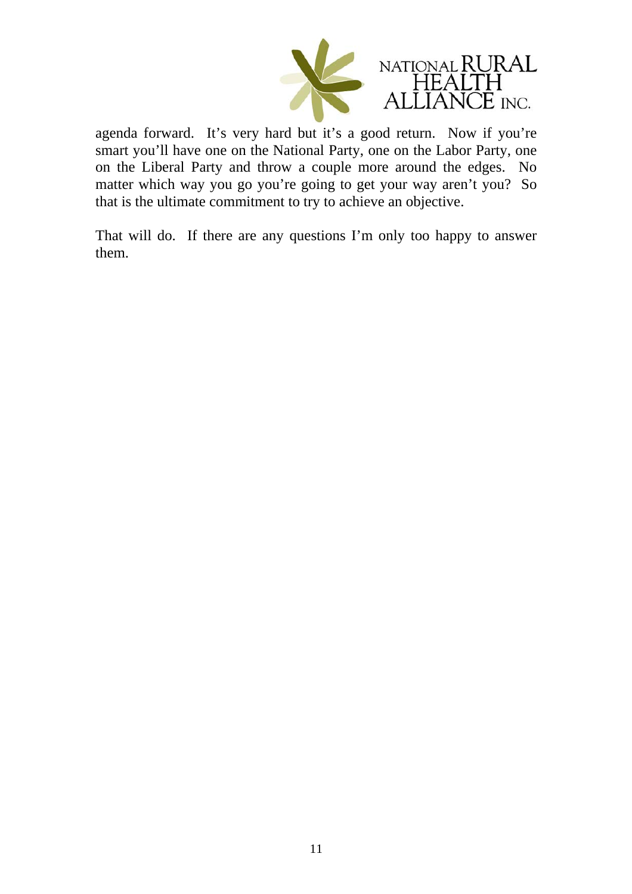agenda forward. It's very hard but it's a good return. Now if you're smart you'll have one on the National Party, one on the Labor Party, one on the Liberal Party and throw a couple more around the edges. No matter which way you go you're going to get your way aren't you? So that is the ultimate commitment to try to achieve an objective.

That will do. If there are any questions I'm only too happy to answer them.